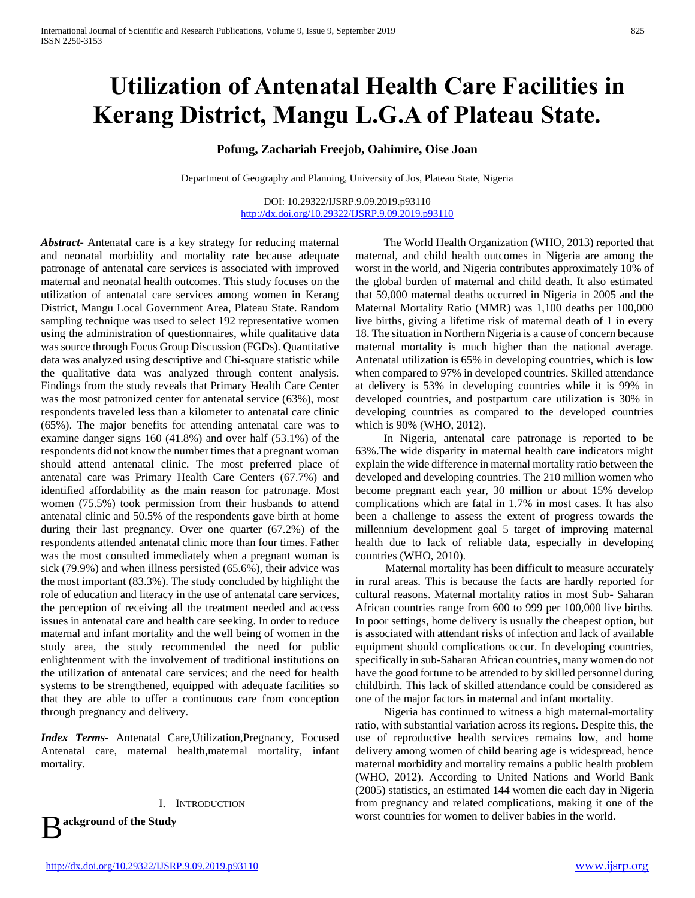# Utilization of Antenatal Health Care Facilities in Kerang District, Mangu L.G.A of Plateau State.

**Pofung, Zachariah Freejob, Oahimire, Oise Joan**

Department of Geography and Planning, University of Jos, Plateau State, Nigeria

DOI: 10.29322/IJSRP.9.09.2019.p93110
http://dx.doi.org/10.29322/IJSRP.9.09.2019.p93110

***Abstract*-** Antenatal care is a key strategy for reducing maternal and neonatal morbidity and mortality rate because adequate patronage of antenatal care services is associated with improved maternal and neonatal health outcomes. This study focuses on the utilization of antenatal care services among women in Kerang District, Mangu Local Government Area, Plateau State. Random sampling technique was used to select 192 representative women using the administration of questionnaires, while qualitative data was source through Focus Group Discussion (FGDs). Quantitative data was analyzed using descriptive and Chi-square statistic while the qualitative data was analyzed through content analysis. Findings from the study reveals that Primary Health Care Center was the most patronized center for antenatal service (63%), most respondents traveled less than a kilometer to antenatal care clinic (65%). The major benefits for attending antenatal care was to examine danger signs 160 (41.8%) and over half (53.1%) of the respondents did not know the number times that a pregnant woman should attend antenatal clinic. The most preferred place of antenatal care was Primary Health Care Centers (67.7%) and identified affordability as the main reason for patronage. Most women (75.5%) took permission from their husbands to attend antenatal clinic and 50.5% of the respondents gave birth at home during their last pregnancy. Over one quarter (67.2%) of the respondents attended antenatal clinic more than four times. Father was the most consulted immediately when a pregnant woman is sick (79.9%) and when illness persisted (65.6%), their advice was the most important (83.3%). The study concluded by highlight the role of education and literacy in the use of antenatal care services, the perception of receiving all the treatment needed and access issues in antenatal care and health care seeking. In order to reduce maternal and infant mortality and the well being of women in the study area, the study recommended the need for public enlightenment with the involvement of traditional institutions on the utilization of antenatal care services; and the need for health systems to be strengthened, equipped with adequate facilities so that they are able to offer a continuous care from conception through pregnancy and delivery.

***Index Terms*-** Antenatal Care,Utilization,Pregnancy, Focused Antenatal care, maternal health,maternal mortality, infant mortality.

## I. Introduction

### Background of the Study

The World Health Organization (WHO, 2013) reported that maternal, and child health outcomes in Nigeria are among the worst in the world, and Nigeria contributes approximately 10% of the global burden of maternal and child death. It also estimated that 59,000 maternal deaths occurred in Nigeria in 2005 and the Maternal Mortality Ratio (MMR) was 1,100 deaths per 100,000 live births, giving a lifetime risk of maternal death of 1 in every 18. The situation in Northern Nigeria is a cause of concern because maternal mortality is much higher than the national average. Antenatal utilization is 65% in developing countries, which is low when compared to 97% in developed countries. Skilled attendance at delivery is 53% in developing countries while it is 99% in developed countries, and postpartum care utilization is 30% in developing countries as compared to the developed countries which is 90% (WHO, 2012).

In Nigeria, antenatal care patronage is reported to be 63%.The wide disparity in maternal health care indicators might explain the wide difference in maternal mortality ratio between the developed and developing countries. The 210 million women who become pregnant each year, 30 million or about 15% develop complications which are fatal in 1.7% in most cases. It has also been a challenge to assess the extent of progress towards the millennium development goal 5 target of improving maternal health due to lack of reliable data, especially in developing countries (WHO, 2010).

Maternal mortality has been difficult to measure accurately in rural areas. This is because the facts are hardly reported for cultural reasons. Maternal mortality ratios in most Sub- Saharan African countries range from 600 to 999 per 100,000 live births. In poor settings, home delivery is usually the cheapest option, but is associated with attendant risks of infection and lack of available equipment should complications occur. In developing countries, specifically in sub-Saharan African countries, many women do not have the good fortune to be attended to by skilled personnel during childbirth. This lack of skilled attendance could be considered as one of the major factors in maternal and infant mortality.

Nigeria has continued to witness a high maternal-mortality ratio, with substantial variation across its regions. Despite this, the use of reproductive health services remains low, and home delivery among women of child bearing age is widespread, hence maternal morbidity and mortality remains a public health problem (WHO, 2012). According to United Nations and World Bank (2005) statistics, an estimated 144 women die each day in Nigeria from pregnancy and related complications, making it one of the worst countries for women to deliver babies in the world.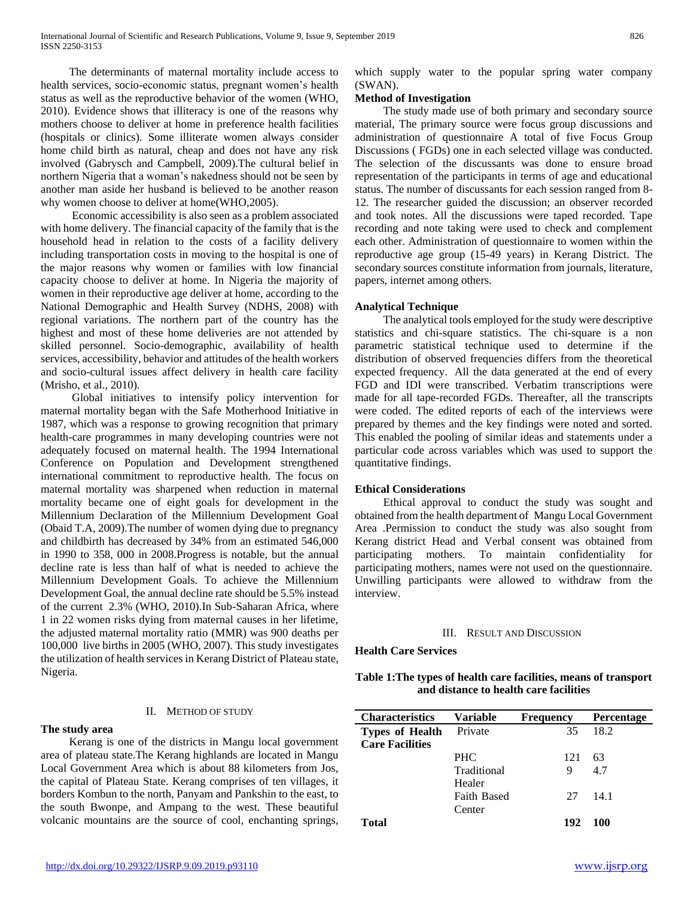The determinants of maternal mortality include access to health services, socio-economic status, pregnant women's health status as well as the reproductive behavior of the women (WHO, 2010). Evidence shows that illiteracy is one of the reasons why mothers choose to deliver at home in preference health facilities (hospitals or clinics). Some illiterate women always consider home child birth as natural, cheap and does not have any risk involved (Gabrysch and Campbell, 2009).The cultural belief in northern Nigeria that a woman's nakedness should not be seen by another man aside her husband is believed to be another reason why women choose to deliver at home(WHO,2005).

Economic accessibility is also seen as a problem associated with home delivery. The financial capacity of the family that is the household head in relation to the costs of a facility delivery including transportation costs in moving to the hospital is one of the major reasons why women or families with low financial capacity choose to deliver at home. In Nigeria the majority of women in their reproductive age deliver at home, according to the National Demographic and Health Survey (NDHS, 2008) with regional variations. The northern part of the country has the highest and most of these home deliveries are not attended by skilled personnel. Socio-demographic, availability of health services, accessibility, behavior and attitudes of the health workers and socio-cultural issues affect delivery in health care facility (Mrisho, et al., 2010).

Global initiatives to intensify policy intervention for maternal mortality began with the Safe Motherhood Initiative in 1987, which was a response to growing recognition that primary health-care programmes in many developing countries were not adequately focused on maternal health. The 1994 International Conference on Population and Development strengthened international commitment to reproductive health. The focus on maternal mortality was sharpened when reduction in maternal mortality became one of eight goals for development in the Millennium Declaration of the Millennium Development Goal (Obaid T.A, 2009).The number of women dying due to pregnancy and childbirth has decreased by 34% from an estimated 546,000 in 1990 to 358, 000 in 2008.Progress is notable, but the annual decline rate is less than half of what is needed to achieve the Millennium Development Goals. To achieve the Millennium Development Goal, the annual decline rate should be 5.5% instead of the current 2.3% (WHO, 2010).In Sub-Saharan Africa, where 1 in 22 women risks dying from maternal causes in her lifetime, the adjusted maternal mortality ratio (MMR) was 900 deaths per 100,000 live births in 2005 (WHO, 2007). This study investigates the utilization of health services in Kerang District of Plateau state, Nigeria.

## II. Method of Study

### The study area

Kerang is one of the districts in Mangu local government area of plateau state.The Kerang highlands are located in Mangu Local Government Area which is about 88 kilometers from Jos, the capital of Plateau State. Kerang comprises of ten villages, it borders Kombun to the north, Panyam and Pankshin to the east, to the south Bwonpe, and Ampang to the west. These beautiful volcanic mountains are the source of cool, enchanting springs, which supply water to the popular spring water company (SWAN).

### Method of Investigation

The study made use of both primary and secondary source material, The primary source were focus group discussions and administration of questionnaire A total of five Focus Group Discussions ( FGDs) one in each selected village was conducted. The selection of the discussants was done to ensure broad representation of the participants in terms of age and educational status. The number of discussants for each session ranged from 8-12. The researcher guided the discussion; an observer recorded and took notes. All the discussions were taped recorded. Tape recording and note taking were used to check and complement each other. Administration of questionnaire to women within the reproductive age group (15-49 years) in Kerang District. The secondary sources constitute information from journals, literature, papers, internet among others.

### Analytical Technique

The analytical tools employed for the study were descriptive statistics and chi-square statistics. The chi-square is a non parametric statistical technique used to determine if the distribution of observed frequencies differs from the theoretical expected frequency. All the data generated at the end of every FGD and IDI were transcribed. Verbatim transcriptions were made for all tape-recorded FGDs. Thereafter, all the transcripts were coded. The edited reports of each of the interviews were prepared by themes and the key findings were noted and sorted. This enabled the pooling of similar ideas and statements under a particular code across variables which was used to support the quantitative findings.

### Ethical Considerations

Ethical approval to conduct the study was sought and obtained from the health department of Mangu Local Government Area .Permission to conduct the study was also sought from Kerang district Head and Verbal consent was obtained from participating mothers. To maintain confidentiality for participating mothers, names were not used on the questionnaire. Unwilling participants were allowed to withdraw from the interview.

## III. Result and Discussion

### Health Care Services

**Table 1:The types of health care facilities, means of transport and distance to health care facilities**

| Characteristics | Variable | Frequency | Percentage |
|---|---|---|---|
| **Types of Health Care Facilities** | Private | 35 | 18.2 |
| | PHC | 121 | 63 |
| | Traditional Healer | 9 | 4.7 |
| | Faith Based Center | 27 | 14.1 |
| **Total** | | **192** | **100** |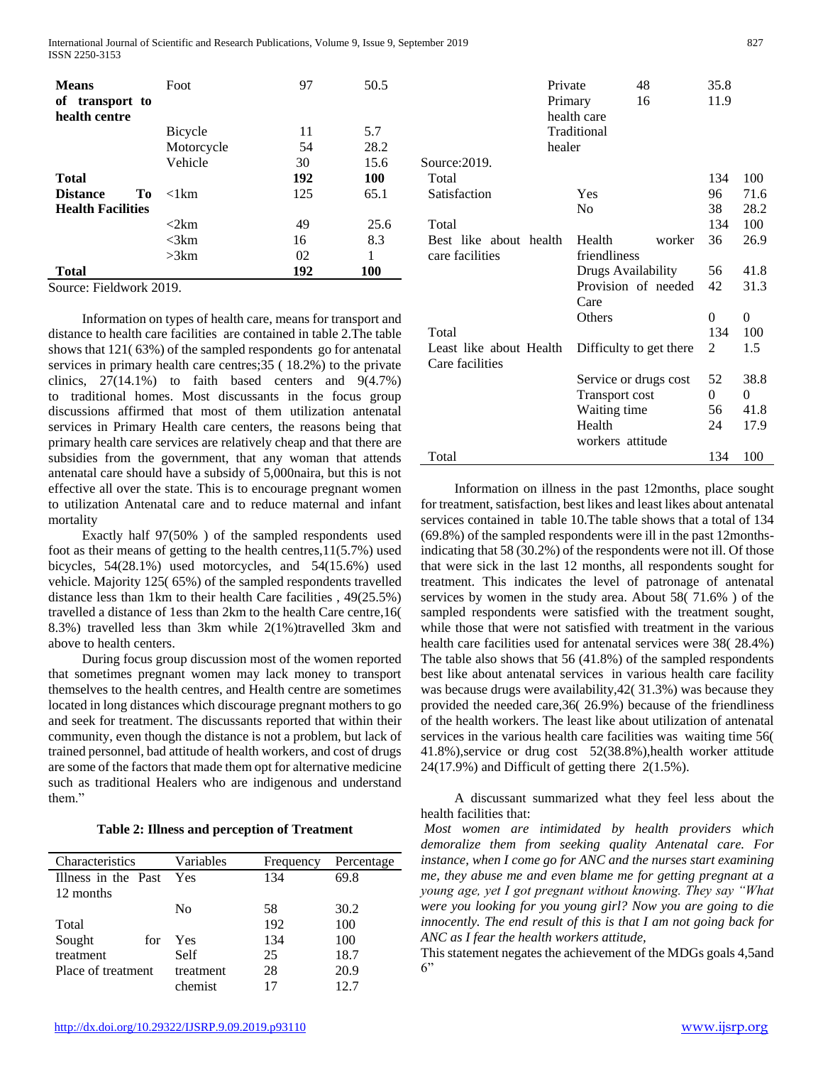| Means of transport to health centre | Foot | 97 | 50.5 |
|---|---|---|---|
| | Bicycle | 11 | 5.7 |
| | Motorcycle | 54 | 28.2 |
| | Vehicle | 30 | 15.6 |
| **Total** | | **192** | **100** |
| **Distance To Health Facilities** | <1km | 125 | 65.1 |
| | <2km | 49 | 25.6 |
| | <3km | 16 | 8.3 |
| | >3km | 02 | 1 |
| **Total** | | **192** | **100** |

Source: Fieldwork 2019.

Information on types of health care, means for transport and distance to health care facilities are contained in table 2.The table shows that 121( 63%) of the sampled respondents go for antenatal services in primary health care centres;35 ( 18.2%) to the private clinics, 27(14.1%) to faith based centers and 9(4.7%) to traditional homes. Most discussants in the focus group discussions affirmed that most of them utilization antenatal services in Primary Health care centers, the reasons being that primary health care services are relatively cheap and that there are subsidies from the government, that any woman that attends antenatal care should have a subsidy of 5,000naira, but this is not effective all over the state. This is to encourage pregnant women to utilization Antenatal care and to reduce maternal and infant mortality

Exactly half 97(50% ) of the sampled respondents used foot as their means of getting to the health centres,11(5.7%) used bicycles, 54(28.1%) used motorcycles, and 54(15.6%) used vehicle. Majority 125( 65%) of the sampled respondents travelled distance less than 1km to their health Care facilities , 49(25.5%) travelled a distance of 1ess than 2km to the health Care centre,16( 8.3%) travelled less than 3km while 2(1%)travelled 3km and above to health centers.

During focus group discussion most of the women reported that sometimes pregnant women may lack money to transport themselves to the health centres, and Health centre are sometimes located in long distances which discourage pregnant mothers to go and seek for treatment. The discussants reported that within their community, even though the distance is not a problem, but lack of trained personnel, bad attitude of health workers, and cost of drugs are some of the factors that made them opt for alternative medicine such as traditional Healers who are indigenous and understand them."

**Table 2: Illness and perception of Treatment**

| Characteristics | Variables | Frequency | Percentage |
|---|---|---|---|
| Illness in the Past 12 months | Yes | 134 | 69.8 |
| | No | 58 | 30.2 |
| Total | | 192 | 100 |
| Sought for treatment | Yes | 134 | 100 |
| | Self | 25 | 18.7 |
| Place of treatment | treatment | 28 | 20.9 |
| | chemist | 17 | 12.7 |
| | Private | 48 | 35.8 |
| | Primary health care | 16 | 11.9 |
| | Traditional healer | | |
| Source:2019. | | | |
| Total | | 134 | 100 |
| Satisfaction | Yes | 96 | 71.6 |
| | No | 38 | 28.2 |
| Total | | 134 | 100 |
| Best like about health care facilities | Health worker friendliness | 36 | 26.9 |
| | Drugs Availability | 56 | 41.8 |
| | Provision of needed Care | 42 | 31.3 |
| | Others | 0 | 0 |
| Total | | 134 | 100 |
| Least like about Health Care facilities | Difficulty to get there | 2 | 1.5 |
| | Service or drugs cost | 52 | 38.8 |
| | Transport cost | 0 | 0 |
| | Waiting time | 56 | 41.8 |
| | Health workers attitude | 24 | 17.9 |
| Total | | 134 | 100 |

Information on illness in the past 12months, place sought for treatment, satisfaction, best likes and least likes about antenatal services contained in table 10.The table shows that a total of 134 (69.8%) of the sampled respondents were ill in the past 12months-indicating that 58 (30.2%) of the respondents were not ill. Of those that were sick in the last 12 months, all respondents sought for treatment. This indicates the level of patronage of antenatal services by women in the study area. About 58( 71.6% ) of the sampled respondents were satisfied with the treatment sought, while those that were not satisfied with treatment in the various health care facilities used for antenatal services were 38( 28.4%) The table also shows that 56 (41.8%) of the sampled respondents best like about antenatal services in various health care facility was because drugs were availability,42( 31.3%) was because they provided the needed care,36( 26.9%) because of the friendliness of the health workers. The least like about utilization of antenatal services in the various health care facilities was waiting time 56( 41.8%),service or drug cost 52(38.8%),health worker attitude 24(17.9%) and Difficult of getting there 2(1.5%).

A discussant summarized what they feel less about the health facilities that:

*Most women are intimidated by health providers which demoralize them from seeking quality Antenatal care. For instance, when I come go for ANC and the nurses start examining me, they abuse me and even blame me for getting pregnant at a young age, yet I got pregnant without knowing. They say "What were you looking for you young girl? Now you are going to die innocently. The end result of this is that I am not going back for ANC as I fear the health workers attitude,*

This statement negates the achievement of the MDGs goals 4,5and 6"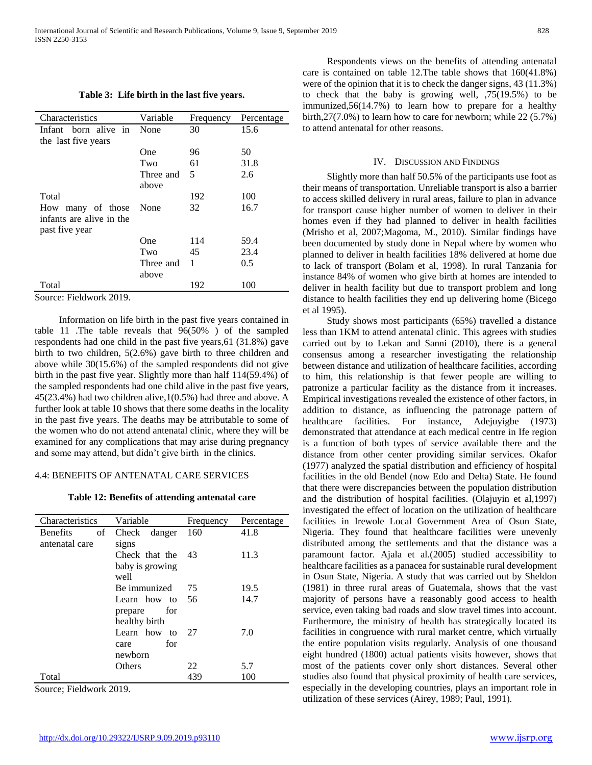**Table 3: Life birth in the last five years.**

| Characteristics | Variable | Frequency | Percentage |
|---|---|---|---|
| Infant born alive in the last five years | None | 30 | 15.6 |
| | One | 96 | 50 |
| | Two | 61 | 31.8 |
| | Three and above | 5 | 2.6 |
| Total | | 192 | 100 |
| How many of those infants are alive in the past five year | None | 32 | 16.7 |
| | One | 114 | 59.4 |
| | Two | 45 | 23.4 |
| | Three and above | 1 | 0.5 |
| Total | | 192 | 100 |

Source: Fieldwork 2019.

Information on life birth in the past five years contained in table 11 .The table reveals that 96(50% ) of the sampled respondents had one child in the past five years,61 (31.8%) gave birth to two children, 5(2.6%) gave birth to three children and above while 30(15.6%) of the sampled respondents did not give birth in the past five year. Slightly more than half 114(59.4%) of the sampled respondents had one child alive in the past five years, 45(23.4%) had two children alive,1(0.5%) had three and above. A further look at table 10 shows that there some deaths in the locality in the past five years. The deaths may be attributable to some of the women who do not attend antenatal clinic, where they will be examined for any complications that may arise during pregnancy and some may attend, but didn't give birth in the clinics.

## 4.4: BENEFITS OF ANTENATAL CARE SERVICES

**Table 12: Benefits of attending antenatal care**

| Characteristics | Variable | Frequency | Percentage |
|---|---|---|---|
| Benefits of antenatal care | Check danger signs | 160 | 41.8 |
| | Check that the baby is growing well | 43 | 11.3 |
| | Be immunized | 75 | 19.5 |
| | Learn how to prepare for healthy birth | 56 | 14.7 |
| | Learn how to care for newborn | 27 | 7.0 |
| | Others | 22 | 5.7 |
| Total | | 439 | 100 |

Source; Fieldwork 2019.

Respondents views on the benefits of attending antenatal care is contained on table 12.The table shows that 160(41.8%) were of the opinion that it is to check the danger signs, 43 (11.3%) to check that the baby is growing well, ,75(19.5%) to be immunized,56(14.7%) to learn how to prepare for a healthy birth,27(7.0%) to learn how to care for newborn; while 22 (5.7%) to attend antenatal for other reasons.

# IV. Discussion and Findings

Slightly more than half 50.5% of the participants use foot as their means of transportation. Unreliable transport is also a barrier to access skilled delivery in rural areas, failure to plan in advance for transport cause higher number of women to deliver in their homes even if they had planned to deliver in health facilities (Mrisho et al, 2007;Magoma, M., 2010). Similar findings have been documented by study done in Nepal where by women who planned to deliver in health facilities 18% delivered at home due to lack of transport (Bolam et al, 1998). In rural Tanzania for instance 84% of women who give birth at homes are intended to deliver in health facility but due to transport problem and long distance to health facilities they end up delivering home (Bicego et al 1995).

Study shows most participants (65%) travelled a distance less than 1KM to attend antenatal clinic. This agrees with studies carried out by to Lekan and Sanni (2010), there is a general consensus among a researcher investigating the relationship between distance and utilization of healthcare facilities, according to him, this relationship is that fewer people are willing to patronize a particular facility as the distance from it increases. Empirical investigations revealed the existence of other factors, in addition to distance, as influencing the patronage pattern of healthcare facilities. For instance, Adejuyigbe (1973) demonstrated that attendance at each medical centre in Ife region is a function of both types of service available there and the distance from other center providing similar services. Okafor (1977) analyzed the spatial distribution and efficiency of hospital facilities in the old Bendel (now Edo and Delta) State. He found that there were discrepancies between the population distribution and the distribution of hospital facilities. (Olajuyin et al,1997) investigated the effect of location on the utilization of healthcare facilities in Irewole Local Government Area of Osun State, Nigeria. They found that healthcare facilities were unevenly distributed among the settlements and that the distance was a paramount factor. Ajala et al.(2005) studied accessibility to healthcare facilities as a panacea for sustainable rural development in Osun State, Nigeria. A study that was carried out by Sheldon (1981) in three rural areas of Guatemala, shows that the vast majority of persons have a reasonably good access to health service, even taking bad roads and slow travel times into account. Furthermore, the ministry of health has strategically located its facilities in congruence with rural market centre, which virtually the entire population visits regularly. Analysis of one thousand eight hundred (1800) actual patients visits however, shows that most of the patients cover only short distances. Several other studies also found that physical proximity of health care services, especially in the developing countries, plays an important role in utilization of these services (Airey, 1989; Paul, 1991).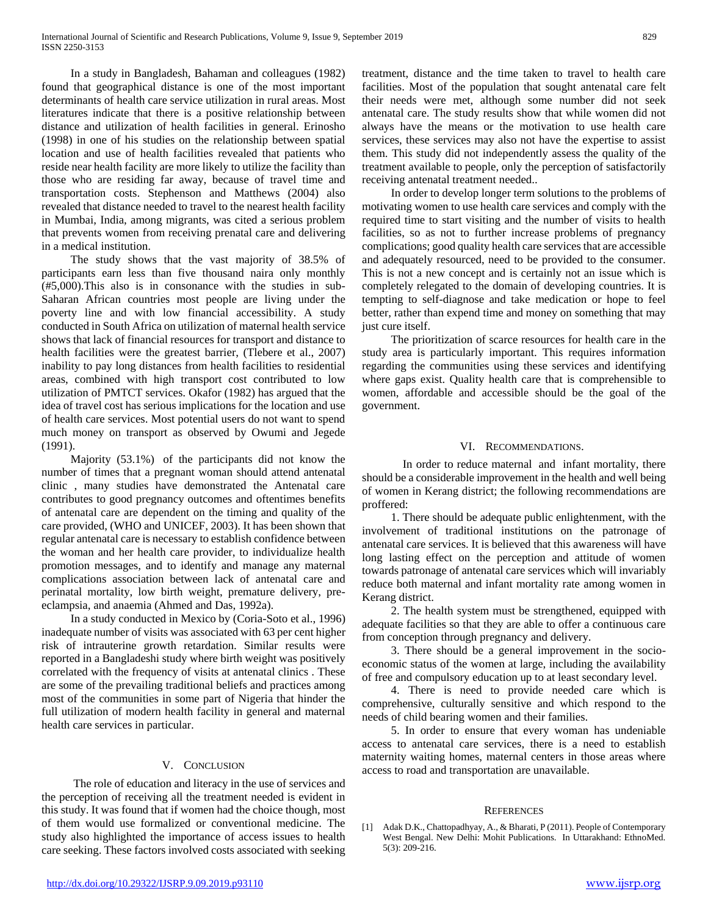In a study in Bangladesh, Bahaman and colleagues (1982) found that geographical distance is one of the most important determinants of health care service utilization in rural areas. Most literatures indicate that there is a positive relationship between distance and utilization of health facilities in general. Erinosho (1998) in one of his studies on the relationship between spatial location and use of health facilities revealed that patients who reside near health facility are more likely to utilize the facility than those who are residing far away, because of travel time and transportation costs. Stephenson and Matthews (2004) also revealed that distance needed to travel to the nearest health facility in Mumbai, India, among migrants, was cited a serious problem that prevents women from receiving prenatal care and delivering in a medical institution.

The study shows that the vast majority of 38.5% of participants earn less than five thousand naira only monthly (#5,000).This also is in consonance with the studies in sub-Saharan African countries most people are living under the poverty line and with low financial accessibility. A study conducted in South Africa on utilization of maternal health service shows that lack of financial resources for transport and distance to health facilities were the greatest barrier, (Tlebere et al., 2007) inability to pay long distances from health facilities to residential areas, combined with high transport cost contributed to low utilization of PMTCT services. Okafor (1982) has argued that the idea of travel cost has serious implications for the location and use of health care services. Most potential users do not want to spend much money on transport as observed by Owumi and Jegede (1991).

Majority (53.1%) of the participants did not know the number of times that a pregnant woman should attend antenatal clinic , many studies have demonstrated the Antenatal care contributes to good pregnancy outcomes and oftentimes benefits of antenatal care are dependent on the timing and quality of the care provided, (WHO and UNICEF, 2003). It has been shown that regular antenatal care is necessary to establish confidence between the woman and her health care provider, to individualize health promotion messages, and to identify and manage any maternal complications association between lack of antenatal care and perinatal mortality, low birth weight, premature delivery, pre-eclampsia, and anaemia (Ahmed and Das, 1992a).

In a study conducted in Mexico by (Coria-Soto et al., 1996) inadequate number of visits was associated with 63 per cent higher risk of intrauterine growth retardation. Similar results were reported in a Bangladeshi study where birth weight was positively correlated with the frequency of visits at antenatal clinics . These are some of the prevailing traditional beliefs and practices among most of the communities in some part of Nigeria that hinder the full utilization of modern health facility in general and maternal health care services in particular.

## V. Conclusion

The role of education and literacy in the use of services and the perception of receiving all the treatment needed is evident in this study. It was found that if women had the choice though, most of them would use formalized or conventional medicine. The study also highlighted the importance of access issues to health care seeking. These factors involved costs associated with seeking treatment, distance and the time taken to travel to health care facilities. Most of the population that sought antenatal care felt their needs were met, although some number did not seek antenatal care. The study results show that while women did not always have the means or the motivation to use health care services, these services may also not have the expertise to assist them. This study did not independently assess the quality of the treatment available to people, only the perception of satisfactorily receiving antenatal treatment needed..

In order to develop longer term solutions to the problems of motivating women to use health care services and comply with the required time to start visiting and the number of visits to health facilities, so as not to further increase problems of pregnancy complications; good quality health care services that are accessible and adequately resourced, need to be provided to the consumer. This is not a new concept and is certainly not an issue which is completely relegated to the domain of developing countries. It is tempting to self-diagnose and take medication or hope to feel better, rather than expend time and money on something that may just cure itself.

The prioritization of scarce resources for health care in the study area is particularly important. This requires information regarding the communities using these services and identifying where gaps exist. Quality health care that is comprehensible to women, affordable and accessible should be the goal of the government.

## VI. Recommendations.

In order to reduce maternal and infant mortality, there should be a considerable improvement in the health and well being of women in Kerang district; the following recommendations are proffered:

1. There should be adequate public enlightenment, with the involvement of traditional institutions on the patronage of antenatal care services. It is believed that this awareness will have long lasting effect on the perception and attitude of women towards patronage of antenatal care services which will invariably reduce both maternal and infant mortality rate among women in Kerang district.
2. The health system must be strengthened, equipped with adequate facilities so that they are able to offer a continuous care from conception through pregnancy and delivery.
3. There should be a general improvement in the socio-economic status of the women at large, including the availability of free and compulsory education up to at least secondary level.
4. There is need to provide needed care which is comprehensive, culturally sensitive and which respond to the needs of child bearing women and their families.
5. In order to ensure that every woman has undeniable access to antenatal care services, there is a need to establish maternity waiting homes, maternal centers in those areas where access to road and transportation are unavailable.

## References

[1] Adak D.K., Chattopadhyay, A., & Bharati, P (2011). People of Contemporary West Bengal. New Delhi: Mohit Publications. In Uttarakhand: EthnoMed. 5(3): 209-216.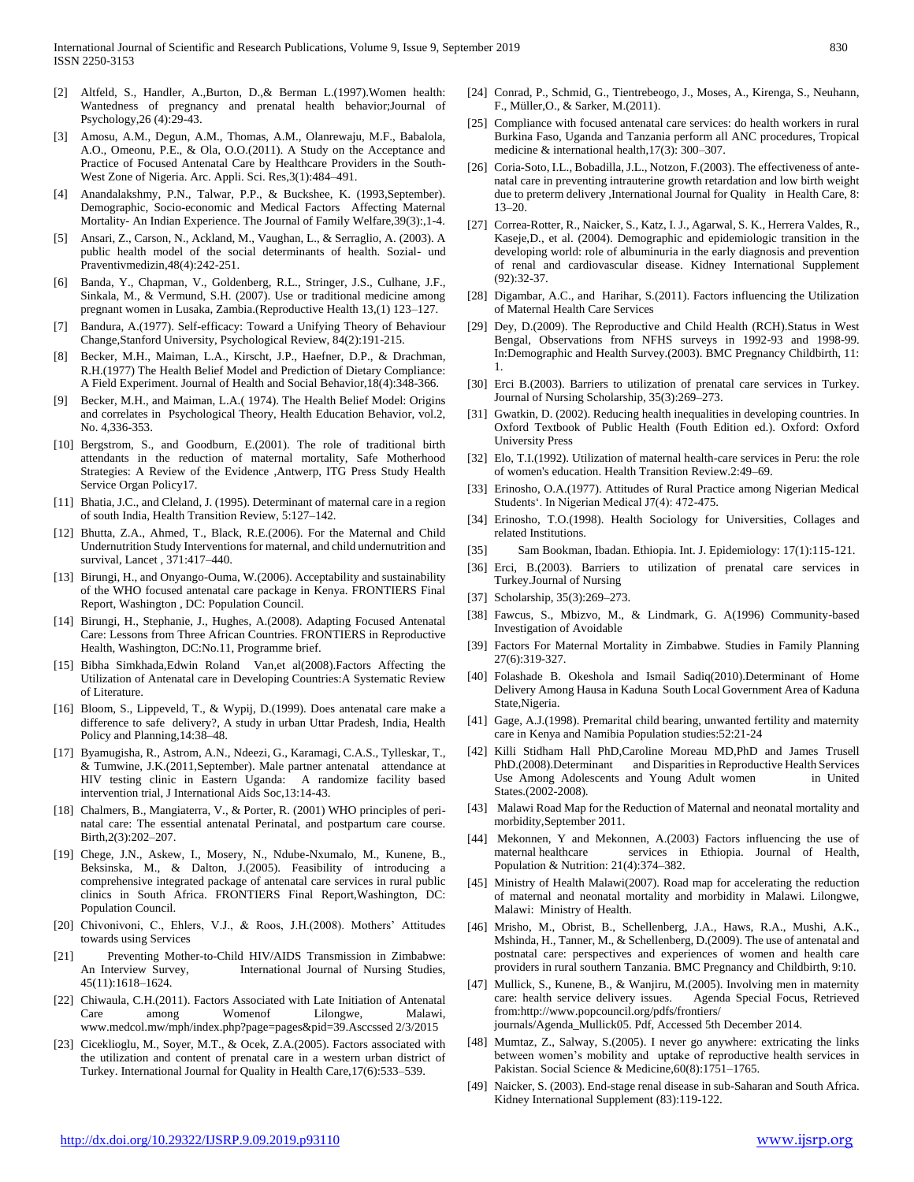[2] Altfeld, S., Handler, A.,Burton, D.,& Berman L.(1997).Women health: Wantedness of pregnancy and prenatal health behavior;Journal of Psychology,26 (4):29-43.

[3] Amosu, A.M., Degun, A.M., Thomas, A.M., Olanrewaju, M.F., Babalola, A.O., Omeonu, P.E., & Ola, O.O.(2011). A Study on the Acceptance and Practice of Focused Antenatal Care by Healthcare Providers in the South-West Zone of Nigeria. Arc. Appli. Sci. Res,3(1):484–491.

[4] Anandalakshmy, P.N., Talwar, P.P., & Buckshee, K. (1993,September). Demographic, Socio-economic and Medical Factors Affecting Maternal Mortality- An Indian Experience. The Journal of Family Welfare,39(3):,1-4.

[5] Ansari, Z., Carson, N., Ackland, M., Vaughan, L., & Serraglio, A. (2003). A public health model of the social determinants of health. Sozial- und Praventivmedizin,48(4):242-251.

[6] Banda, Y., Chapman, V., Goldenberg, R.L., Stringer, J.S., Culhane, J.F., Sinkala, M., & Vermund, S.H. (2007). Use or traditional medicine among pregnant women in Lusaka, Zambia.(Reproductive Health 13,(1) 123–127.

[7] Bandura, A.(1977). Self-efficacy: Toward a Unifying Theory of Behaviour Change,Stanford University, Psychological Review, 84(2):191-215.

[8] Becker, M.H., Maiman, L.A., Kirscht, J.P., Haefner, D.P., & Drachman, R.H.(1977) The Health Belief Model and Prediction of Dietary Compliance: A Field Experiment. Journal of Health and Social Behavior,18(4):348-366.

[9] Becker, M.H., and Maiman, L.A.( 1974). The Health Belief Model: Origins and correlates in Psychological Theory, Health Education Behavior, vol.2, No. 4,336-353.

[10] Bergstrom, S., and Goodburn, E.(2001). The role of traditional birth attendants in the reduction of maternal mortality, Safe Motherhood Strategies: A Review of the Evidence ,Antwerp, ITG Press Study Health Service Organ Policy17.

[11] Bhatia, J.C., and Cleland, J. (1995). Determinant of maternal care in a region of south India, Health Transition Review, 5:127–142.

[12] Bhutta, Z.A., Ahmed, T., Black, R.E.(2006). For the Maternal and Child Undernutrition Study Interventions for maternal, and child undernutrition and survival, Lancet , 371:417–440.

[13] Birungi, H., and Onyango-Ouma, W.(2006). Acceptability and sustainability of the WHO focused antenatal care package in Kenya. FRONTIERS Final Report, Washington , DC: Population Council.

[14] Birungi, H., Stephanie, J., Hughes, A.(2008). Adapting Focused Antenatal Care: Lessons from Three African Countries. FRONTIERS in Reproductive Health, Washington, DC:No.11, Programme brief.

[15] Bibha Simkhada,Edwin Roland Van,et al(2008).Factors Affecting the Utilization of Antenatal care in Developing Countries:A Systematic Review of Literature.

[16] Bloom, S., Lippeveld, T., & Wypij, D.(1999). Does antenatal care make a difference to safe delivery?, A study in urban Uttar Pradesh, India, Health Policy and Planning,14:38–48.

[17] Byamugisha, R., Astrom, A.N., Ndeezi, G., Karamagi, C.A.S., Tylleskar, T., & Tumwine, J.K.(2011,September). Male partner antenatal attendance at HIV testing clinic in Eastern Uganda: A randomize facility based intervention trial, J International Aids Soc,13:14-43.

[18] Chalmers, B., Mangiaterra, V., & Porter, R. (2001) WHO principles of peri-natal care: The essential antenatal Perinatal, and postpartum care course. Birth,2(3):202–207.

[19] Chege, J.N., Askew, I., Mosery, N., Ndube-Nxumalo, M., Kunene, B., Beksinska, M., & Dalton, J.(2005). Feasibility of introducing a comprehensive integrated package of antenatal care services in rural public clinics in South Africa. FRONTIERS Final Report,Washington, DC: Population Council.

[20] Chivonivoni, C., Ehlers, V.J., & Roos, J.H.(2008). Mothers' Attitudes towards using Services

[21] Preventing Mother-to-Child HIV/AIDS Transmission in Zimbabwe: An Interview Survey, International Journal of Nursing Studies, 45(11):1618–1624.

[22] Chiwaula, C.H.(2011). Factors Associated with Late Initiation of Antenatal Care among Womenof Lilongwe, Malawi, www.medcol.mw/mph/index.php?page=pages&pid=39.Asccssed 2/3/2015

[23] Cicekliogiu, M., Soyer, M.T., & Ocek, Z.A.(2005). Factors associated with the utilization and content of prenatal care in a western urban district of Turkey. International Journal for Quality in Health Care,17(6):533–539.

[24] Conrad, P., Schmid, G., Tientrebeogo, J., Moses, A., Kirenga, S., Neuhann, F., Müller,O., & Sarker, M.(2011).

[25] Compliance with focused antenatal care services: do health workers in rural Burkina Faso, Uganda and Tanzania perform all ANC procedures, Tropical medicine & international health,17(3): 300–307.

[26] Coria-Soto, I.L., Bobadilla, J.L., Notzon, F.(2003). The effectiveness of ante-natal care in preventing intrauterine growth retardation and low birth weight due to preterm delivery ,International Journal for Quality in Health Care, 8: 13–20.

[27] Correa-Rotter, R., Naicker, S., Katz, I. J., Agarwal, S. K., Herrera Valdes, R., Kaseje,D., et al. (2004). Demographic and epidemiologic transition in the developing world: role of albuminuria in the early diagnosis and prevention of renal and cardiovascular disease. Kidney International Supplement (92):32-37.

[28] Digambar, A.C., and Harihar, S.(2011). Factors influencing the Utilization of Maternal Health Care Services

[29] Dey, D.(2009). The Reproductive and Child Health (RCH).Status in West Bengal, Observations from NFHS surveys in 1992-93 and 1998-99. In:Demographic and Health Survey.(2003). BMC Pregnancy Childbirth, 11: 1.

[30] Erci B.(2003). Barriers to utilization of prenatal care services in Turkey. Journal of Nursing Scholarship, 35(3):269–273.

[31] Gwatkin, D. (2002). Reducing health inequalities in developing countries. In Oxford Textbook of Public Health (Fouth Edition ed.). Oxford: Oxford University Press

[32] Elo, T.I.(1992). Utilization of maternal health-care services in Peru: the role of women's education. Health Transition Review.2:49–69.

[33] Erinosho, O.A.(1977). Attitudes of Rural Practice among Nigerian Medical Students'. In Nigerian Medical J7(4): 472-475.

[34] Erinosho, T.O.(1998). Health Sociology for Universities, Collages and related Institutions.

[35] Sam Bookman, Ibadan. Ethiopia. Int. J. Epidemiology: 17(1):115-121.

[36] Erci, B.(2003). Barriers to utilization of prenatal care services in Turkey.Journal of Nursing

[37] Scholarship, 35(3):269–273.

[38] Fawcus, S., Mbizvo, M., & Lindmark, G. A(1996) Community-based Investigation of Avoidable

[39] Factors For Maternal Mortality in Zimbabwe. Studies in Family Planning 27(6):319-327.

[40] Folashade B. Okeshola and Ismail Sadiq(2010).Determinant of Home Delivery Among Hausa in Kaduna South Local Government Area of Kaduna State,Nigeria.

[41] Gage, A.J.(1998). Premarital child bearing, unwanted fertility and maternity care in Kenya and Namibia Population studies:52:21-24

[42] Killi Stidham Hall PhD,Caroline Moreau MD,PhD and James Trusell PhD.(2008).Determinant and Disparities in Reproductive Health Services Use Among Adolescents and Young Adult women in United States.(2002-2008).

[43] Malawi Road Map for the Reduction of Maternal and neonatal mortality and morbidity,September 2011.

[44] Mekonnen, Y and Mekonnen, A.(2003) Factors influencing the use of maternal healthcare services in Ethiopia. Journal of Health, Population & Nutrition: 21(4):374–382.

[45] Ministry of Health Malawi(2007). Road map for accelerating the reduction of maternal and neonatal mortality and morbidity in Malawi. Lilongwe, Malawi: Ministry of Health.

[46] Mrisho, M., Obrist, B., Schellenberg, J.A., Haws, R.A., Mushi, A.K., Mshinda, H., Tanner, M., & Schellenberg, D.(2009). The use of antenatal and postnatal care: perspectives and experiences of women and health care providers in rural southern Tanzania. BMC Pregnancy and Childbirth, 9:10.

[47] Mullick, S., Kunene, B., & Wanjiru, M.(2005). Involving men in maternity care: health service delivery issues. Agenda Special Focus, Retrieved from:http://www.popcouncil.org/pdfs/frontiers/ journals/Agenda_Mullick05. Pdf, Accessed 5th December 2014.

[48] Mumtaz, Z., Salway, S.(2005). I never go anywhere: extricating the links between women's mobility and uptake of reproductive health services in Pakistan. Social Science & Medicine,60(8):1751–1765.

[49] Naicker, S. (2003). End-stage renal disease in sub-Saharan and South Africa. Kidney International Supplement (83):119-122.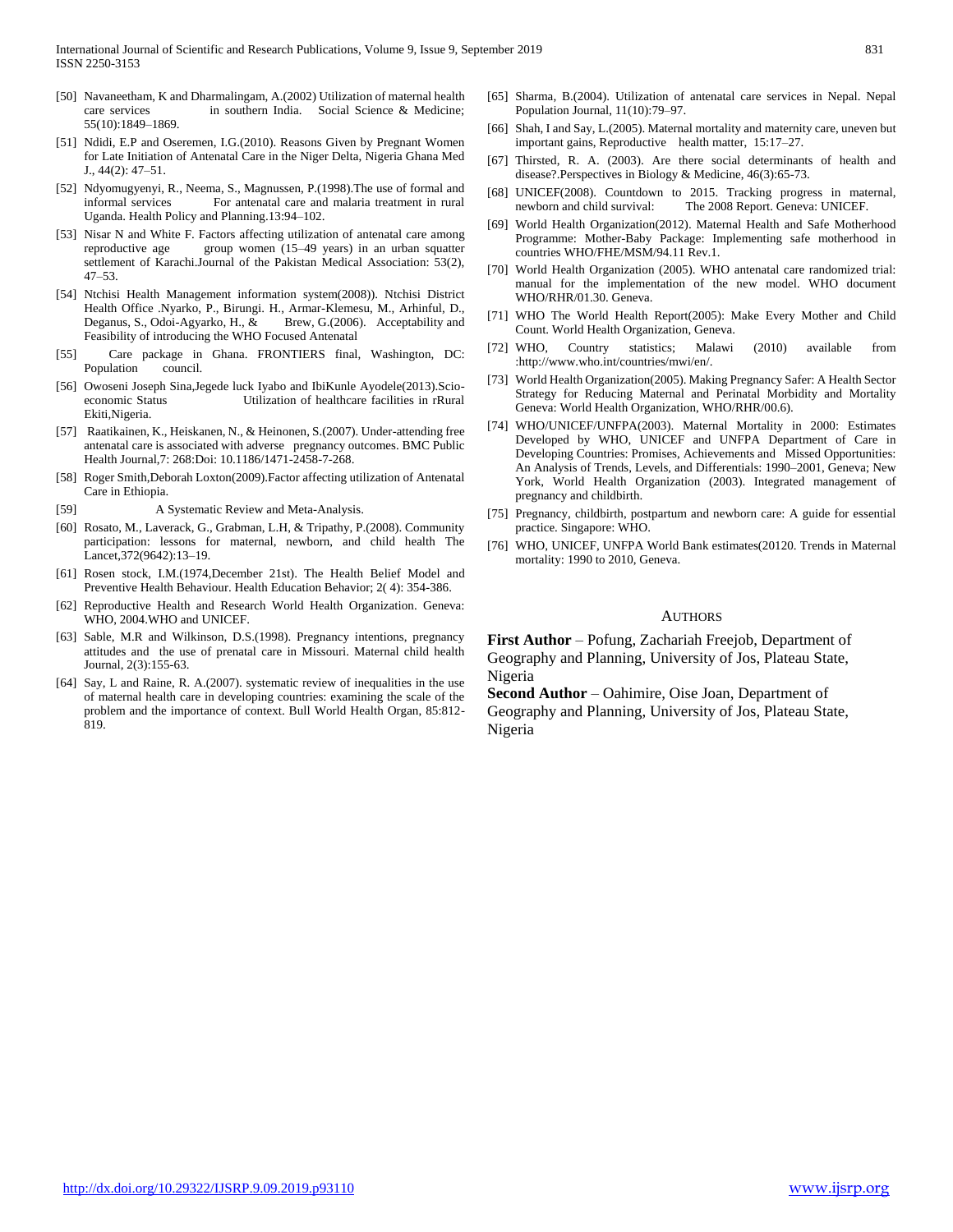[50] Navaneetham, K and Dharmalingam, A.(2002) Utilization of maternal health care services in southern India. Social Science & Medicine; 55(10):1849–1869.

[51] Ndidi, E.P and Oseremen, I.G.(2010). Reasons Given by Pregnant Women for Late Initiation of Antenatal Care in the Niger Delta, Nigeria Ghana Med J., 44(2): 47–51.

[52] Ndyomugyenyi, R., Neema, S., Magnussen, P.(1998).The use of formal and informal services For antenatal care and malaria treatment in rural Uganda. Health Policy and Planning.13:94–102.

[53] Nisar N and White F. Factors affecting utilization of antenatal care among reproductive age group women (15–49 years) in an urban squatter settlement of Karachi.Journal of the Pakistan Medical Association: 53(2), 47–53.

[54] Ntchisi Health Management information system(2008)). Ntchisi District Health Office .Nyarko, P., Birungi. H., Armar-Klemesu, M., Arhinful, D., Deganus, S., Odoi-Agyarko, H., & Brew, G.(2006). Acceptability and Feasibility of introducing the WHO Focused Antenatal

[55] Care package in Ghana. FRONTIERS final, Washington, DC: Population council.

[56] Owoseni Joseph Sina,Jegede luck Iyabo and IbiKunle Ayodele(2013).Scio-economic Status Utilization of healthcare facilities in rRural Ekiti,Nigeria.

[57] Raatikainen, K., Heiskanen, N., & Heinonen, S.(2007). Under-attending free antenatal care is associated with adverse pregnancy outcomes. BMC Public Health Journal,7: 268:Doi: 10.1186/1471-2458-7-268.

[58] Roger Smith,Deborah Loxton(2009).Factor affecting utilization of Antenatal Care in Ethiopia.

[59] A Systematic Review and Meta-Analysis.

[60] Rosato, M., Laverack, G., Grabman, L.H, & Tripathy, P.(2008). Community participation: lessons for maternal, newborn, and child health The Lancet,372(9642):13–19.

[61] Rosen stock, I.M.(1974,December 21st). The Health Belief Model and Preventive Health Behaviour. Health Education Behavior; 2( 4): 354-386.

[62] Reproductive Health and Research World Health Organization. Geneva: WHO, 2004.WHO and UNICEF.

[63] Sable, M.R and Wilkinson, D.S.(1998). Pregnancy intentions, pregnancy attitudes and the use of prenatal care in Missouri. Maternal child health Journal, 2(3):155-63.

[64] Say, L and Raine, R. A.(2007). systematic review of inequalities in the use of maternal health care in developing countries: examining the scale of the problem and the importance of context. Bull World Health Organ, 85:812-819.

[65] Sharma, B.(2004). Utilization of antenatal care services in Nepal. Nepal Population Journal, 11(10):79–97.

[66] Shah, I and Say, L.(2005). Maternal mortality and maternity care, uneven but important gains, Reproductive health matter, 15:17–27.

[67] Thirsted, R. A. (2003). Are there social determinants of health and disease?.Perspectives in Biology & Medicine, 46(3):65-73.

[68] UNICEF(2008). Countdown to 2015. Tracking progress in maternal, newborn and child survival: The 2008 Report. Geneva: UNICEF.

[69] World Health Organization(2012). Maternal Health and Safe Motherhood Programme: Mother-Baby Package: Implementing safe motherhood in countries WHO/FHE/MSM/94.11 Rev.1.

[70] World Health Organization (2005). WHO antenatal care randomized trial: manual for the implementation of the new model. WHO document WHO/RHR/01.30. Geneva.

[71] WHO The World Health Report(2005): Make Every Mother and Child Count. World Health Organization, Geneva.

[72] WHO, Country statistics; Malawi (2010) available from :http://www.who.int/countries/mwi/en/.

[73] World Health Organization(2005). Making Pregnancy Safer: A Health Sector Strategy for Reducing Maternal and Perinatal Morbidity and Mortality Geneva: World Health Organization, WHO/RHR/00.6).

[74] WHO/UNICEF/UNFPA(2003). Maternal Mortality in 2000: Estimates Developed by WHO, UNICEF and UNFPA Department of Care in Developing Countries: Promises, Achievements and Missed Opportunities: An Analysis of Trends, Levels, and Differentials: 1990–2001, Geneva; New York, World Health Organization (2003). Integrated management of pregnancy and childbirth.

[75] Pregnancy, childbirth, postpartum and newborn care: A guide for essential practice. Singapore: WHO.

[76] WHO, UNICEF, UNFPA World Bank estimates(20120. Trends in Maternal mortality: 1990 to 2010, Geneva.

## AUTHORS

**First Author** – Pofung, Zachariah Freejob, Department of Geography and Planning, University of Jos, Plateau State, Nigeria

**Second Author** – Oahimire, Oise Joan, Department of Geography and Planning, University of Jos, Plateau State, Nigeria